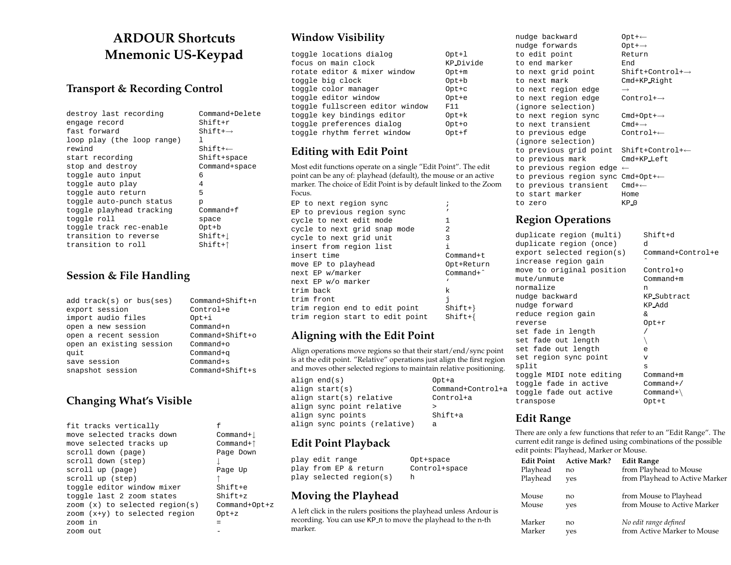# ARDOUR Shortcuts
# Mnemonic US-Keypad

## Transport & Recording Control

| | |
|---|---|
| destroy last recording | Command+Delete |
| engage record | Shift+r |
| fast forward | Shift+→ |
| loop play (the loop range) | l |
| rewind | Shift+← |
| start recording | Shift+space |
| stop and destroy | Command+space |
| toggle auto input | 6 |
| toggle auto play | 4 |
| toggle auto return | 5 |
| toggle auto-punch status | p |
| toggle playhead tracking | Command+f |
| toggle roll | space |
| toggle track rec-enable | Opt+b |
| transition to reverse | Shift+↓ |
| transition to roll | Shift+↑ |

## Session & File Handling

| | |
|---|---|
| add track(s) or bus(ses) | Command+Shift+n |
| export session | Control+e |
| import audio files | Opt+i |
| open a new session | Command+n |
| open a recent session | Command+Shift+o |
| open an existing session | Command+o |
| quit | Command+q |
| save session | Command+s |
| snapshot session | Command+Shift+s |

## Changing What's Visible

| | |
|---|---|
| fit tracks vertically | f |
| move selected tracks down | Command+↓ |
| move selected tracks up | Command+↑ |
| scroll down (page) | Page Down |
| scroll down (step) | ↓ |
| scroll up (page) | Page Up |
| scroll up (step) | ↑ |
| toggle editor window mixer | Shift+e |
| toggle last 2 zoom states | Shift+z |
| zoom (x) to selected region(s) | Command+Opt+z |
| zoom (x+y) to selected region | Opt+z |
| zoom in | = |
| zoom out | - |

## Window Visibility

| | |
|---|---|
| toggle locations dialog | Opt+l |
| focus on main clock | KP_Divide |
| rotate editor & mixer window | Opt+m |
| toggle big clock | Opt+b |
| toggle color manager | Opt+c |
| toggle editor window | Opt+e |
| toggle fullscreen editor window | F11 |
| toggle key bindings editor | Opt+k |
| toggle preferences dialog | Opt+o |
| toggle rhythm ferret window | Opt+f |

## Editing with Edit Point

Most edit functions operate on a single "Edit Point". The edit point can be any of: playhead (default), the mouse or an active marker. The choice of Edit Point is by default linked to the Zoom Focus.

| | |
|---|---|
| EP to next region sync | ; |
| EP to previous region sync | ' |
| cycle to next edit mode | 1 |
| cycle to next grid snap mode | 2 |
| cycle to next grid unit | 3 |
| insert from region list | i |
| insert time | Command+t |
| move EP to playhead | Opt+Return |
| next EP w/marker | Command+ˆ |
| next EP w/o marker | ' |
| trim back | k |
| trim front | j |
| trim region end to edit point | Shift+} |
| trim region start to edit point | Shift+{ |

## Aligning with the Edit Point

Align operations move regions so that their start/end/sync point is at the edit point. "Relative" operations just align the first region and moves other selected regions to maintain relative positioning.

| | |
|---|---|
| align end(s) | Opt+a |
| align start(s) | Command+Control+a |
| align start(s) relative | Control+a |
| align sync point relative | > |
| align sync points | Shift+a |
| align sync points (relative) | a |

## Edit Point Playback

| | |
|---|---|
| play edit range | Opt+space |
| play from EP & return | Control+space |
| play selected region(s) | h |

## Moving the Playhead

A left click in the rulers positions the playhead unless Ardour is recording. You can use KP_n to move the playhead to the n-th marker.

| | |
|---|---|
| nudge backward | Opt+← |
| nudge forwards | Opt+→ |
| to edit point | Return |
| to end marker | End |
| to next grid point | Shift+Control+→ |
| to next mark | Cmd+KP_Right |
| to next region edge | → |
| to next region edge (ignore selection) | Control+→ |
| to next region sync | Cmd+Opt+→ |
| to next transient | Cmd+→ |
| to previous edge (ignore selection) | Control+← |
| to previous grid point | Shift+Control+← |
| to previous mark | Cmd+KP_Left |
| to previous region edge | ← |
| to previous region sync | Cmd+Opt+← |
| to previous transient | Cmd+← |
| to start marker | Home |
| to zero | KP_0 |

## Region Operations

| | |
|---|---|
| duplicate region (multi) | Shift+d |
| duplicate region (once) | d |
| export selected region(s) | Command+Control+e |
| increase region gain | ˆ |
| move to original position | Control+o |
| mute/unmute | Command+m |
| normalize | n |
| nudge backward | KP_Subtract |
| nudge forward | KP_Add |
| reduce region gain | & |
| reverse | Opt+r |
| set fade in length | / |
| set fade out length | \ |
| set fade out length | e |
| set region sync point | v |
| split | s |
| toggle MIDI note editing | Command+m |
| toggle fade in active | Command+/ |
| toggle fade out active | Command+\ |
| transpose | Opt+t |

## Edit Range

There are only a few functions that refer to an "Edit Range". The current edit range is defined using combinations of the possible edit points: Playhead, Marker or Mouse.

| Edit Point | Active Mark? | Edit Range |
|---|---|---|
| Playhead | no | from Playhead to Mouse |
| Playhead | yes | from Playhead to Active Marker |
| Mouse | no | from Mouse to Playhead |
| Mouse | yes | from Mouse to Active Marker |
| Marker | no | *No edit range defined* |
| Marker | yes | from Active Marker to Mouse |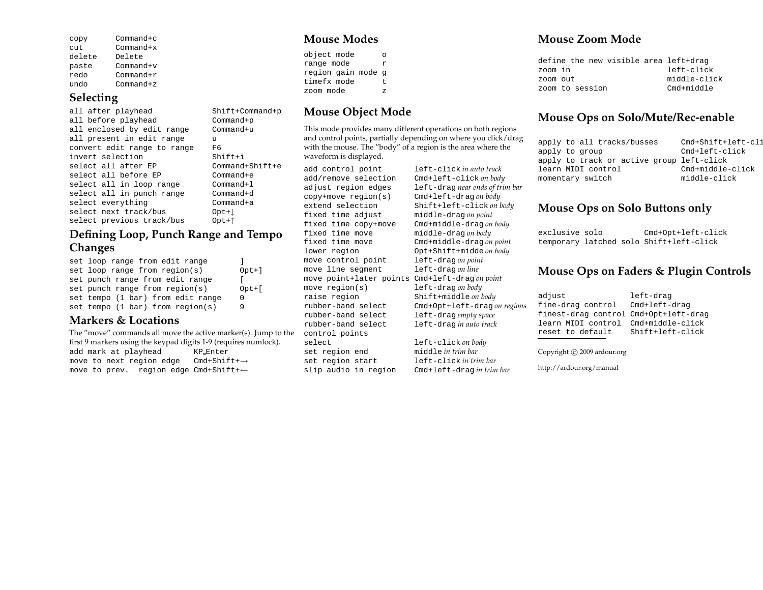| | |
|---|---|
| copy | Command+c |
| cut | Command+x |
| delete | Delete |
| paste | Command+v |
| redo | Command+r |
| undo | Command+z |

## Selecting

| | |
|---|---|
| all after playhead | Shift+Command+p |
| all before playhead | Command+p |
| all enclosed by edit range | Command+u |
| all present in edit range | u |
| convert edit range to range | F6 |
| invert selection | Shift+i |
| select all after EP | Command+Shift+e |
| select all before EP | Command+e |
| select all in loop range | Command+l |
| select all in punch range | Command+d |
| select everything | Command+a |
| select next track/bus | Opt+↓ |
| select previous track/bus | Opt+↑ |

## Defining Loop, Punch Range and Tempo Changes

| | |
|---|---|
| set loop range from edit range | ] |
| set loop range from region(s) | Opt+] |
| set punch range from edit range | [ |
| set punch range from region(s) | Opt+[ |
| set tempo (1 bar) from edit range | 0 |
| set tempo (1 bar) from region(s) | 9 |

## Markers & Locations

The "move" commands all move the active marker(s). Jump to the first 9 markers using the keypad digits 1-9 (requires numlock).

| | |
|---|---|
| add mark at playhead | KP_Enter |
| move to next region edge | Cmd+Shift+→ |
| move to prev. region edge | Cmd+Shift+← |

## Mouse Modes

| | |
|---|---|
| object mode | o |
| range mode | r |
| region gain mode | g |
| timefx mode | t |
| zoom mode | z |

## Mouse Object Mode

This mode provides many different operations on both regions and control points, partially depending on where you click/drag with the mouse. The "body" of a region is the area where the waveform is displayed.

| | |
|---|---|
| add control point | left-click *in auto track* |
| add/remove selection | Cmd+left-click *on body* |
| adjust region edges | left-drag *near ends of trim bar* |
| copy+move region(s) | Cmd+left-drag *on body* |
| extend selection | Shift+left-click *on body* |
| fixed time adjust | middle-drag *on point* |
| fixed time copy+move | Cmd+middle-drag *on body* |
| fixed time move | middle-drag *on body* |
| fixed time move | Cmd+middle-drag *on point* |
| lower region | Opt+Shift+midde *on body* |
| move control point | left-drag *on point* |
| move line segment | left-drag *on line* |
| move point+later points | Cmd+left-drag *on point* |
| move region(s) | left-drag *on body* |
| raise region | Shift+middle *on body* |
| rubber-band select | Cmd+Opt+left-drag *on regions* |
| rubber-band select | left-drag *empty space* |
| rubber-band select control points | left-drag *in auto track* |
| select | left-click *on body* |
| set region end | middle *in trim bar* |
| set region start | left-click *in trim bar* |
| slip audio in region | Cmd+left-drag *in trim bar* |

## Mouse Zoom Mode

| | |
|---|---|
| define the new visible area | left+drag |
| zoom in | left-click |
| zoom out | middle-click |
| zoom to session | Cmd+middle |

## Mouse Ops on Solo/Mute/Rec-enable

| | |
|---|---|
| apply to all tracks/busses | Cmd+Shift+left-cli |
| apply to group | Cmd+left-click |
| apply to track or active group | left-click |
| learn MIDI control | Cmd+middle-click |
| momentary switch | middle-click |

## Mouse Ops on Solo Buttons only

| | |
|---|---|
| exclusive solo | Cmd+Opt+left-click |
| temporary latched solo | Shift+left-click |

## Mouse Ops on Faders & Plugin Controls

| | |
|---|---|
| adjust | left-drag |
| fine-drag control | Cmd+left-drag |
| finest-drag control | Cmd+Opt+left-drag |
| learn MIDI control | Cmd+middle-click |
| reset to default | Shift+left-click |

---

Copyright © 2009 ardour.org

http://ardour.org/manual